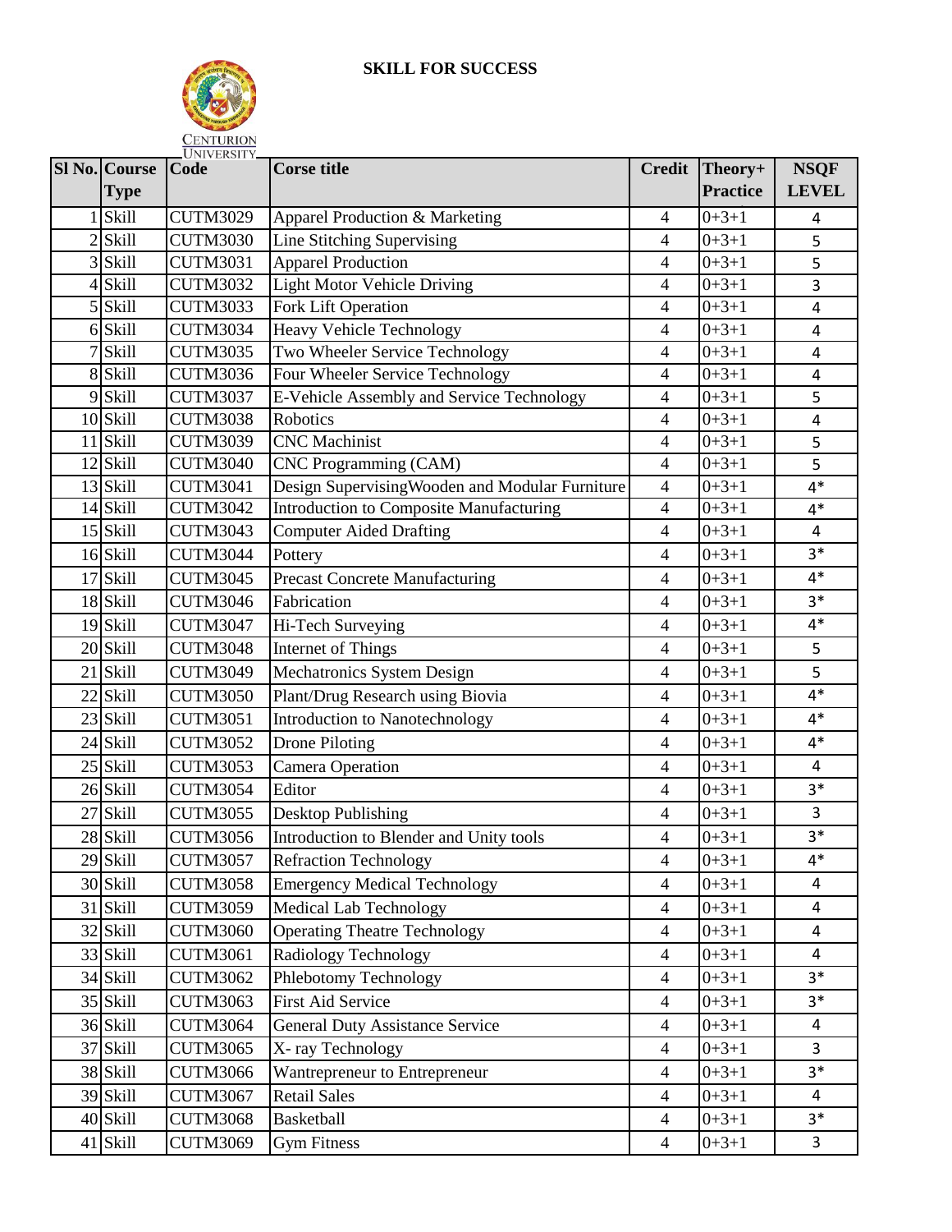# SKILL FOR SUCCESS

| Sl No. | Course Type | Code | Corse title | Credit | Theory+ Practice | NSQF LEVEL |
|---|---|---|---|---|---|---|
| 1 | Skill | CUTM3029 | Apparel Production & Marketing | 4 | 0+3+1 | 4 |
| 2 | Skill | CUTM3030 | Line Stitching Supervising | 4 | 0+3+1 | 5 |
| 3 | Skill | CUTM3031 | Apparel Production | 4 | 0+3+1 | 5 |
| 4 | Skill | CUTM3032 | Light Motor Vehicle Driving | 4 | 0+3+1 | 3 |
| 5 | Skill | CUTM3033 | Fork Lift Operation | 4 | 0+3+1 | 4 |
| 6 | Skill | CUTM3034 | Heavy Vehicle Technology | 4 | 0+3+1 | 4 |
| 7 | Skill | CUTM3035 | Two Wheeler Service Technology | 4 | 0+3+1 | 4 |
| 8 | Skill | CUTM3036 | Four Wheeler Service Technology | 4 | 0+3+1 | 4 |
| 9 | Skill | CUTM3037 | E-Vehicle Assembly and Service Technology | 4 | 0+3+1 | 5 |
| 10 | Skill | CUTM3038 | Robotics | 4 | 0+3+1 | 4 |
| 11 | Skill | CUTM3039 | CNC Machinist | 4 | 0+3+1 | 5 |
| 12 | Skill | CUTM3040 | CNC Programming (CAM) | 4 | 0+3+1 | 5 |
| 13 | Skill | CUTM3041 | Design SupervisingWooden and Modular Furniture | 4 | 0+3+1 | 4* |
| 14 | Skill | CUTM3042 | Introduction to Composite Manufacturing | 4 | 0+3+1 | 4* |
| 15 | Skill | CUTM3043 | Computer Aided Drafting | 4 | 0+3+1 | 4 |
| 16 | Skill | CUTM3044 | Pottery | 4 | 0+3+1 | 3* |
| 17 | Skill | CUTM3045 | Precast Concrete Manufacturing | 4 | 0+3+1 | 4* |
| 18 | Skill | CUTM3046 | Fabrication | 4 | 0+3+1 | 3* |
| 19 | Skill | CUTM3047 | Hi-Tech Surveying | 4 | 0+3+1 | 4* |
| 20 | Skill | CUTM3048 | Internet of Things | 4 | 0+3+1 | 5 |
| 21 | Skill | CUTM3049 | Mechatronics System Design | 4 | 0+3+1 | 5 |
| 22 | Skill | CUTM3050 | Plant/Drug Research using Biovia | 4 | 0+3+1 | 4* |
| 23 | Skill | CUTM3051 | Introduction to Nanotechnology | 4 | 0+3+1 | 4* |
| 24 | Skill | CUTM3052 | Drone Piloting | 4 | 0+3+1 | 4* |
| 25 | Skill | CUTM3053 | Camera Operation | 4 | 0+3+1 | 4 |
| 26 | Skill | CUTM3054 | Editor | 4 | 0+3+1 | 3* |
| 27 | Skill | CUTM3055 | Desktop Publishing | 4 | 0+3+1 | 3 |
| 28 | Skill | CUTM3056 | Introduction to Blender and Unity tools | 4 | 0+3+1 | 3* |
| 29 | Skill | CUTM3057 | Refraction Technology | 4 | 0+3+1 | 4* |
| 30 | Skill | CUTM3058 | Emergency Medical Technology | 4 | 0+3+1 | 4 |
| 31 | Skill | CUTM3059 | Medical Lab Technology | 4 | 0+3+1 | 4 |
| 32 | Skill | CUTM3060 | Operating Theatre Technology | 4 | 0+3+1 | 4 |
| 33 | Skill | CUTM3061 | Radiology Technology | 4 | 0+3+1 | 4 |
| 34 | Skill | CUTM3062 | Phlebotomy Technology | 4 | 0+3+1 | 3* |
| 35 | Skill | CUTM3063 | First Aid Service | 4 | 0+3+1 | 3* |
| 36 | Skill | CUTM3064 | General Duty Assistance Service | 4 | 0+3+1 | 4 |
| 37 | Skill | CUTM3065 | X- ray Technology | 4 | 0+3+1 | 3 |
| 38 | Skill | CUTM3066 | Wantrepreneur to Entrepreneur | 4 | 0+3+1 | 3* |
| 39 | Skill | CUTM3067 | Retail Sales | 4 | 0+3+1 | 4 |
| 40 | Skill | CUTM3068 | Basketball | 4 | 0+3+1 | 3* |
| 41 | Skill | CUTM3069 | Gym Fitness | 4 | 0+3+1 | 3 |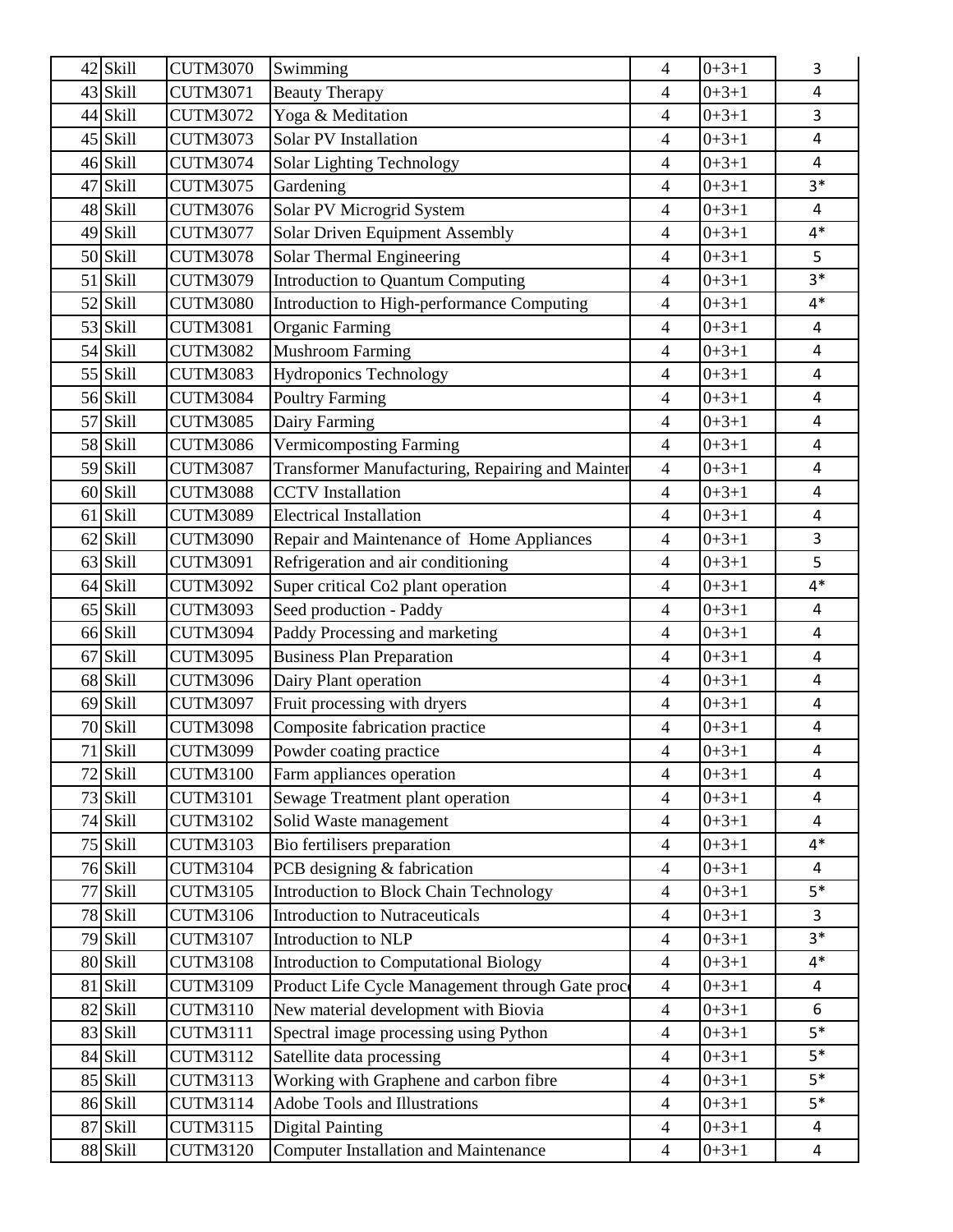| 42 | Skill | CUTM3070 | Swimming | 4 | 0+3+1 | 3 |
|---|---|---|---|---|---|---|
| 43 | Skill | CUTM3071 | Beauty Therapy | 4 | 0+3+1 | 4 |
| 44 | Skill | CUTM3072 | Yoga & Meditation | 4 | 0+3+1 | 3 |
| 45 | Skill | CUTM3073 | Solar PV Installation | 4 | 0+3+1 | 4 |
| 46 | Skill | CUTM3074 | Solar Lighting Technology | 4 | 0+3+1 | 4 |
| 47 | Skill | CUTM3075 | Gardening | 4 | 0+3+1 | 3* |
| 48 | Skill | CUTM3076 | Solar PV Microgrid System | 4 | 0+3+1 | 4 |
| 49 | Skill | CUTM3077 | Solar Driven Equipment Assembly | 4 | 0+3+1 | 4* |
| 50 | Skill | CUTM3078 | Solar Thermal Engineering | 4 | 0+3+1 | 5 |
| 51 | Skill | CUTM3079 | Introduction to Quantum Computing | 4 | 0+3+1 | 3* |
| 52 | Skill | CUTM3080 | Introduction to High-performance Computing | 4 | 0+3+1 | 4* |
| 53 | Skill | CUTM3081 | Organic Farming | 4 | 0+3+1 | 4 |
| 54 | Skill | CUTM3082 | Mushroom Farming | 4 | 0+3+1 | 4 |
| 55 | Skill | CUTM3083 | Hydroponics Technology | 4 | 0+3+1 | 4 |
| 56 | Skill | CUTM3084 | Poultry Farming | 4 | 0+3+1 | 4 |
| 57 | Skill | CUTM3085 | Dairy Farming | 4 | 0+3+1 | 4 |
| 58 | Skill | CUTM3086 | Vermicomposting Farming | 4 | 0+3+1 | 4 |
| 59 | Skill | CUTM3087 | Transformer Manufacturing, Repairing and Mainter | 4 | 0+3+1 | 4 |
| 60 | Skill | CUTM3088 | CCTV Installation | 4 | 0+3+1 | 4 |
| 61 | Skill | CUTM3089 | Electrical Installation | 4 | 0+3+1 | 4 |
| 62 | Skill | CUTM3090 | Repair and Maintenance of Home Appliances | 4 | 0+3+1 | 3 |
| 63 | Skill | CUTM3091 | Refrigeration and air conditioning | 4 | 0+3+1 | 5 |
| 64 | Skill | CUTM3092 | Super critical Co2 plant operation | 4 | 0+3+1 | 4* |
| 65 | Skill | CUTM3093 | Seed production - Paddy | 4 | 0+3+1 | 4 |
| 66 | Skill | CUTM3094 | Paddy Processing and marketing | 4 | 0+3+1 | 4 |
| 67 | Skill | CUTM3095 | Business Plan Preparation | 4 | 0+3+1 | 4 |
| 68 | Skill | CUTM3096 | Dairy Plant operation | 4 | 0+3+1 | 4 |
| 69 | Skill | CUTM3097 | Fruit processing with dryers | 4 | 0+3+1 | 4 |
| 70 | Skill | CUTM3098 | Composite fabrication practice | 4 | 0+3+1 | 4 |
| 71 | Skill | CUTM3099 | Powder coating practice | 4 | 0+3+1 | 4 |
| 72 | Skill | CUTM3100 | Farm appliances operation | 4 | 0+3+1 | 4 |
| 73 | Skill | CUTM3101 | Sewage Treatment plant operation | 4 | 0+3+1 | 4 |
| 74 | Skill | CUTM3102 | Solid Waste management | 4 | 0+3+1 | 4 |
| 75 | Skill | CUTM3103 | Bio fertilisers preparation | 4 | 0+3+1 | 4* |
| 76 | Skill | CUTM3104 | PCB designing & fabrication | 4 | 0+3+1 | 4 |
| 77 | Skill | CUTM3105 | Introduction to Block Chain Technology | 4 | 0+3+1 | 5* |
| 78 | Skill | CUTM3106 | Introduction to Nutraceuticals | 4 | 0+3+1 | 3 |
| 79 | Skill | CUTM3107 | Introduction to NLP | 4 | 0+3+1 | 3* |
| 80 | Skill | CUTM3108 | Introduction to Computational Biology | 4 | 0+3+1 | 4* |
| 81 | Skill | CUTM3109 | Product Life Cycle Management through Gate proc | 4 | 0+3+1 | 4 |
| 82 | Skill | CUTM3110 | New material development with Biovia | 4 | 0+3+1 | 6 |
| 83 | Skill | CUTM3111 | Spectral image processing using Python | 4 | 0+3+1 | 5* |
| 84 | Skill | CUTM3112 | Satellite data processing | 4 | 0+3+1 | 5* |
| 85 | Skill | CUTM3113 | Working with Graphene and carbon fibre | 4 | 0+3+1 | 5* |
| 86 | Skill | CUTM3114 | Adobe Tools and Illustrations | 4 | 0+3+1 | 5* |
| 87 | Skill | CUTM3115 | Digital Painting | 4 | 0+3+1 | 4 |
| 88 | Skill | CUTM3120 | Computer Installation and Maintenance | 4 | 0+3+1 | 4 |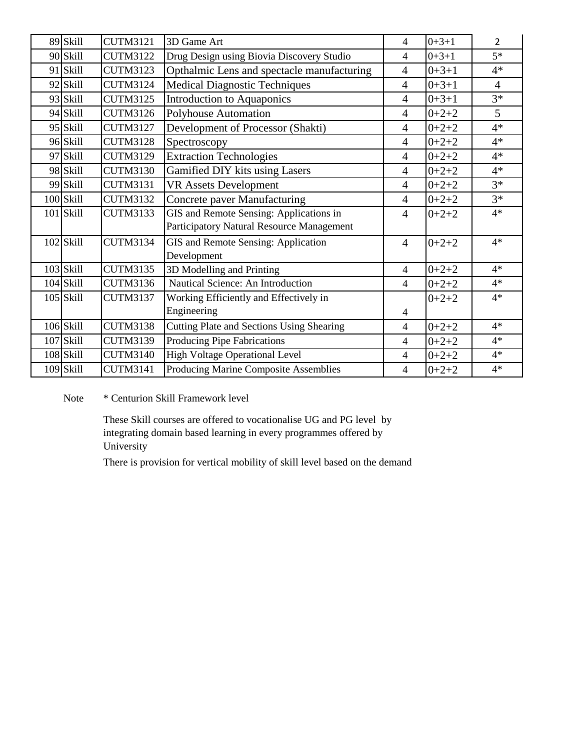| | | | | | | |
|---|---|---|---|---|---|---|
| 89 | Skill | CUTM3121 | 3D Game Art | 4 | 0+3+1 | 2 |
| 90 | Skill | CUTM3122 | Drug Design using Biovia Discovery Studio | 4 | 0+3+1 | 5* |
| 91 | Skill | CUTM3123 | Opthalmic Lens and spectacle manufacturing | 4 | 0+3+1 | 4* |
| 92 | Skill | CUTM3124 | Medical Diagnostic Techniques | 4 | 0+3+1 | 4 |
| 93 | Skill | CUTM3125 | Introduction to Aquaponics | 4 | 0+3+1 | 3* |
| 94 | Skill | CUTM3126 | Polyhouse Automation | 4 | 0+2+2 | 5 |
| 95 | Skill | CUTM3127 | Development of Processor (Shakti) | 4 | 0+2+2 | 4* |
| 96 | Skill | CUTM3128 | Spectroscopy | 4 | 0+2+2 | 4* |
| 97 | Skill | CUTM3129 | Extraction Technologies | 4 | 0+2+2 | 4* |
| 98 | Skill | CUTM3130 | Gamified DIY kits using Lasers | 4 | 0+2+2 | 4* |
| 99 | Skill | CUTM3131 | VR Assets Development | 4 | 0+2+2 | 3* |
| 100 | Skill | CUTM3132 | Concrete paver Manufacturing | 4 | 0+2+2 | 3* |
| 101 | Skill | CUTM3133 | GIS and Remote Sensing: Applications in Participatory Natural Resource Management | 4 | 0+2+2 | 4* |
| 102 | Skill | CUTM3134 | GIS and Remote Sensing: Application Development | 4 | 0+2+2 | 4* |
| 103 | Skill | CUTM3135 | 3D Modelling and Printing | 4 | 0+2+2 | 4* |
| 104 | Skill | CUTM3136 | Nautical Science: An Introduction | 4 | 0+2+2 | 4* |
| 105 | Skill | CUTM3137 | Working Efficiently and Effectively in Engineering | 4 | 0+2+2 | 4* |
| 106 | Skill | CUTM3138 | Cutting Plate and Sections Using Shearing | 4 | 0+2+2 | 4* |
| 107 | Skill | CUTM3139 | Producing Pipe Fabrications | 4 | 0+2+2 | 4* |
| 108 | Skill | CUTM3140 | High Voltage Operational Level | 4 | 0+2+2 | 4* |
| 109 | Skill | CUTM3141 | Producing Marine Composite Assemblies | 4 | 0+2+2 | 4* |

Note * Centurion Skill Framework level

These Skill courses are offered to vocationalise UG and PG level by integrating domain based learning in every programmes offered by University

There is provision for vertical mobility of skill level based on the demand